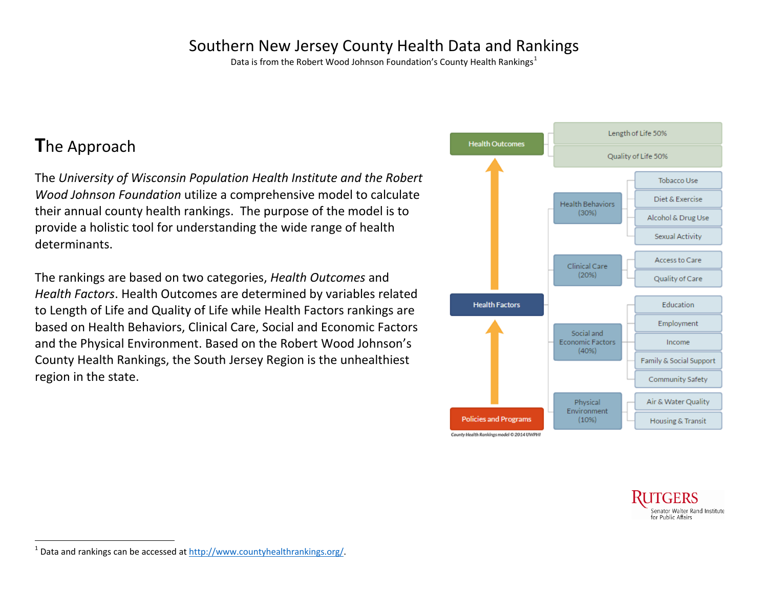# Southern New Jersey County Health Data and Rankings

Data is from the Robert Wood Johnson Foundation's County Health Rankings[1]

## The Approach

The *University of Wisconsin Population Health Institute and the Robert Wood Johnson Foundation* utilize a comprehensive model to calculate their annual county health rankings. The purpose of the model is to provide a holistic tool for understanding the wide range of health determinants.

The rankings are based on two categories, *Health Outcomes* and *Health Factors*. Health Outcomes are determined by variables related to Length of Life and Quality of Life while Health Factors rankings are based on Health Behaviors, Clinical Care, Social and Economic Factors and the Physical Environment. Based on the Robert Wood Johnson's County Health Rankings, the South Jersey Region is the unhealthiest region in the state.

- Health Outcomes
  - Length of Life 50%
  - Quality of Life 50%
- Health Factors
  - Health Behaviors (30%)
    - Tobacco Use
    - Diet & Exercise
    - Alcohol & Drug Use
    - Sexual Activity
  - Clinical Care (20%)
    - Access to Care
    - Quality of Care
  - Social and Economic Factors (40%)
    - Education
    - Employment
    - Income
    - Family & Social Support
    - Community Safety
  - Physical Environment (10%)
    - Air & Water Quality
    - Housing & Transit
- Policies and Programs

County Health Rankings model © 2014 UWPHI

RUTGERS
Senator Walter Rand Institute for Public Affairs

---

[1] Data and rankings can be accessed at http://www.countyhealthrankings.org/.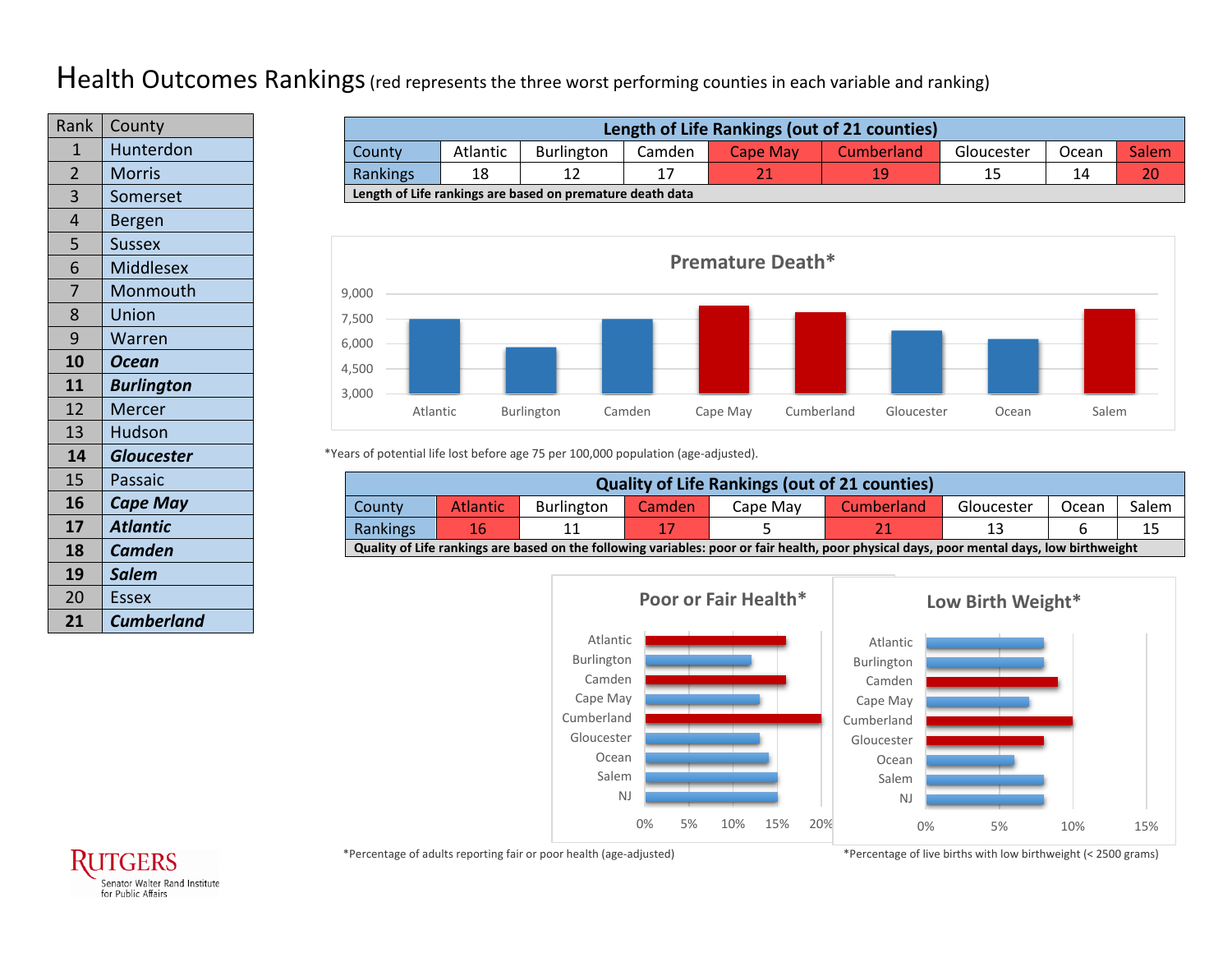# Health Outcomes Rankings (red represents the three worst performing counties in each variable and ranking)

| Rank | County |
|---|---|
| 1 | Hunterdon |
| 2 | Morris |
| 3 | Somerset |
| 4 | Bergen |
| 5 | Sussex |
| 6 | Middlesex |
| 7 | Monmouth |
| 8 | Union |
| 9 | Warren |
| **10** | ***Ocean*** |
| **11** | ***Burlington*** |
| 12 | Mercer |
| 13 | Hudson |
| **14** | ***Gloucester*** |
| 15 | Passaic |
| **16** | ***Cape May*** |
| **17** | ***Atlantic*** |
| **18** | ***Camden*** |
| **19** | ***Salem*** |
| 20 | Essex |
| **21** | ***Cumberland*** |

**Length of Life Rankings (out of 21 counties)**

| County | Atlantic | Burlington | Camden | Cape May | Cumberland | Gloucester | Ocean | Salem |
|---|---|---|---|---|---|---|---|---|
| Rankings | 18 | 12 | 17 | 21 | 19 | 15 | 14 | 20 |

**Length of Life rankings are based on premature death data**

## Premature Death*

*Years of potential life lost before age 75 per 100,000 population (age-adjusted).

**Quality of Life Rankings (out of 21 counties)**

| County | Atlantic | Burlington | Camden | Cape May | Cumberland | Gloucester | Ocean | Salem |
|---|---|---|---|---|---|---|---|---|
| Rankings | 16 | 11 | 17 | 5 | 21 | 13 | 6 | 15 |

**Quality of Life rankings are based on the following variables: poor or fair health, poor physical days, poor mental days, low birthweight**

## Poor or Fair Health*

*Percentage of adults reporting fair or poor health (age-adjusted)

## Low Birth Weight*

*Percentage of live births with low birthweight (< 2500 grams)

Rutgers Senator Walter Rand Institute for Public Affairs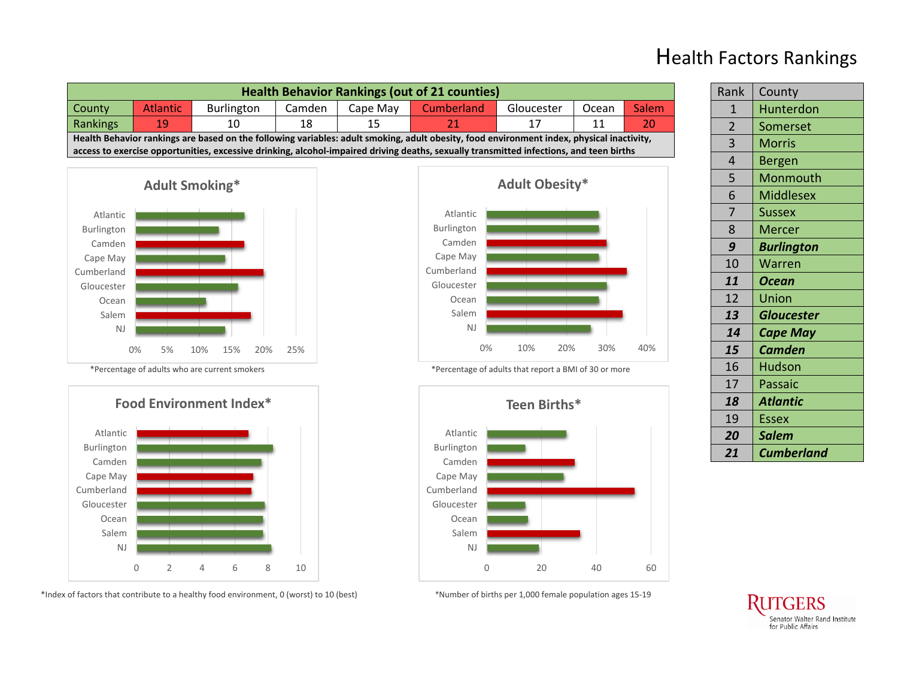# Health Factors Rankings

| Health Behavior Rankings (out of 21 counties) | | | | | | | | |
|---|---|---|---|---|---|---|---|---|
| County | Atlantic | Burlington | Camden | Cape May | Cumberland | Gloucester | Ocean | Salem |
| Rankings | 19 | 10 | 18 | 15 | 21 | 17 | 11 | 20 |

**Health Behavior rankings are based on the following variables: adult smoking, adult obesity, food environment index, physical inactivity, access to exercise opportunities, excessive drinking, alcohol-impaired driving deaths, sexually transmitted infections, and teen births**

| Rank | County |
|---|---|
| 1 | Hunterdon |
| 2 | Somerset |
| 3 | Morris |
| 4 | Bergen |
| 5 | Monmouth |
| 6 | Middlesex |
| 7 | Sussex |
| 8 | Mercer |
| ***9*** | ***Burlington*** |
| 10 | Warren |
| ***11*** | ***Ocean*** |
| 12 | Union |
| ***13*** | ***Gloucester*** |
| ***14*** | ***Cape May*** |
| ***15*** | ***Camden*** |
| 16 | Hudson |
| 17 | Passaic |
| ***18*** | ***Atlantic*** |
| 19 | Essex |
| ***20*** | ***Salem*** |
| ***21*** | ***Cumberland*** |

## Adult Smoking*

*Percentage of adults who are current smokers

## Adult Obesity*

*Percentage of adults that report a BMI of 30 or more

## Food Environment Index*

*Index of factors that contribute to a healthy food environment, 0 (worst) to 10 (best)

## Teen Births*

*Number of births per 1,000 female population ages 15-19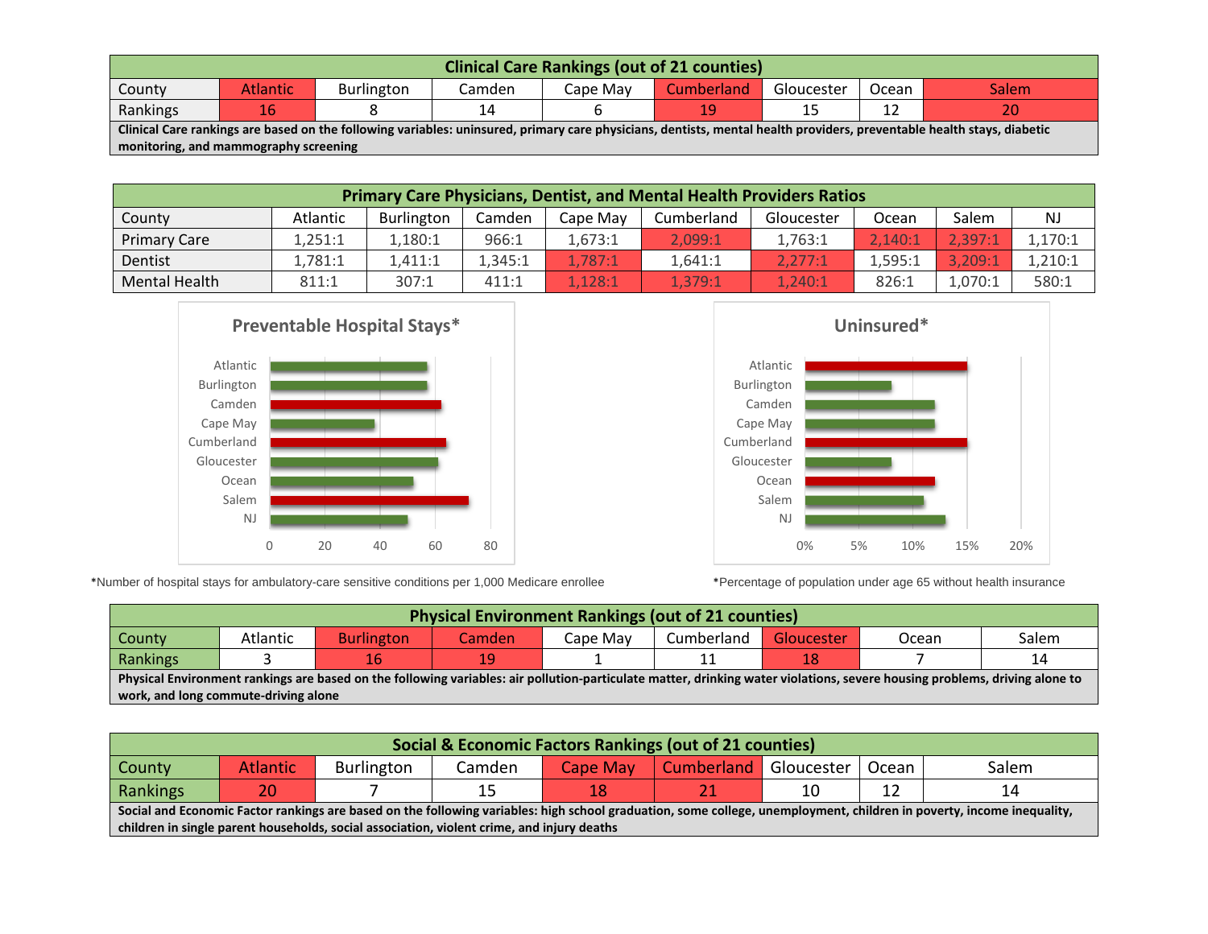| Clinical Care Rankings (out of 21 counties) | | | | | | | | |
|---|---|---|---|---|---|---|---|---|
| County | Atlantic | Burlington | Camden | Cape May | Cumberland | Gloucester | Ocean | Salem |
| Rankings | 16 | 8 | 14 | 6 | 19 | 15 | 12 | 20 |

**Clinical Care rankings are based on the following variables: uninsured, primary care physicians, dentists, mental health providers, preventable health stays, diabetic monitoring, and mammography screening**

| Primary Care Physicians, Dentist, and Mental Health Providers Ratios | | | | | | | | | |
|---|---|---|---|---|---|---|---|---|---|
| County | Atlantic | Burlington | Camden | Cape May | Cumberland | Gloucester | Ocean | Salem | NJ |
| Primary Care | 1,251:1 | 1,180:1 | 966:1 | 1,673:1 | 2,099:1 | 1,763:1 | 2,140:1 | 2,397:1 | 1,170:1 |
| Dentist | 1,781:1 | 1,411:1 | 1,345:1 | 1,787:1 | 1,641:1 | 2,277:1 | 1,595:1 | 3,209:1 | 1,210:1 |
| Mental Health | 811:1 | 307:1 | 411:1 | 1,128:1 | 1,379:1 | 1,240:1 | 826:1 | 1,070:1 | 580:1 |

**Preventable Hospital Stays***

*Number of hospital stays for ambulatory-care sensitive conditions per 1,000 Medicare enrollee

**Uninsured***

*Percentage of population under age 65 without health insurance

| Physical Environment Rankings (out of 21 counties) | | | | | | | | |
|---|---|---|---|---|---|---|---|---|
| County | Atlantic | Burlington | Camden | Cape May | Cumberland | Gloucester | Ocean | Salem |
| Rankings | 3 | 16 | 19 | 1 | 11 | 18 | 7 | 14 |

**Physical Environment rankings are based on the following variables: air pollution-particulate matter, drinking water violations, severe housing problems, driving alone to work, and long commute-driving alone**

| Social & Economic Factors Rankings (out of 21 counties) | | | | | | | | |
|---|---|---|---|---|---|---|---|---|
| County | Atlantic | Burlington | Camden | Cape May | Cumberland | Gloucester | Ocean | Salem |
| Rankings | 20 | 7 | 15 | 18 | 21 | 10 | 12 | 14 |

**Social and Economic Factor rankings are based on the following variables: high school graduation, some college, unemployment, children in poverty, income inequality, children in single parent households, social association, violent crime, and injury deaths**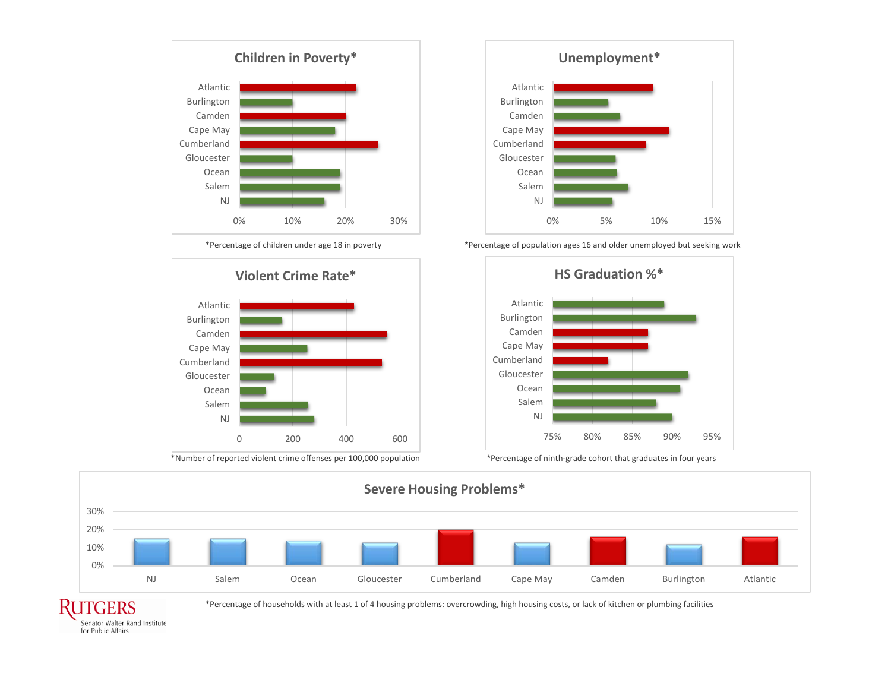## Children in Poverty*

Atlantic
Burlington
Camden
Cape May
Cumberland
Gloucester
Ocean
Salem
NJ

0% 10% 20% 30%

*Percentage of children under age 18 in poverty

## Unemployment*

Atlantic
Burlington
Camden
Cape May
Cumberland
Gloucester
Ocean
Salem
NJ

0% 5% 10% 15%

*Percentage of population ages 16 and older unemployed but seeking work

## Violent Crime Rate*

Atlantic
Burlington
Camden
Cape May
Cumberland
Gloucester
Ocean
Salem
NJ

0 200 400 600

*Number of reported violent crime offenses per 100,000 population

## HS Graduation %*

Atlantic
Burlington
Camden
Cape May
Cumberland
Gloucester
Ocean
Salem
NJ

75% 80% 85% 90% 95%

*Percentage of ninth-grade cohort that graduates in four years

## Severe Housing Problems*

30%
20%
10%
0%

NJ Salem Ocean Gloucester Cumberland Cape May Camden Burlington Atlantic

*Percentage of households with at least 1 of 4 housing problems: overcrowding, high housing costs, or lack of kitchen or plumbing facilities

RUTGERS
Senator Walter Rand Institute for Public Affairs